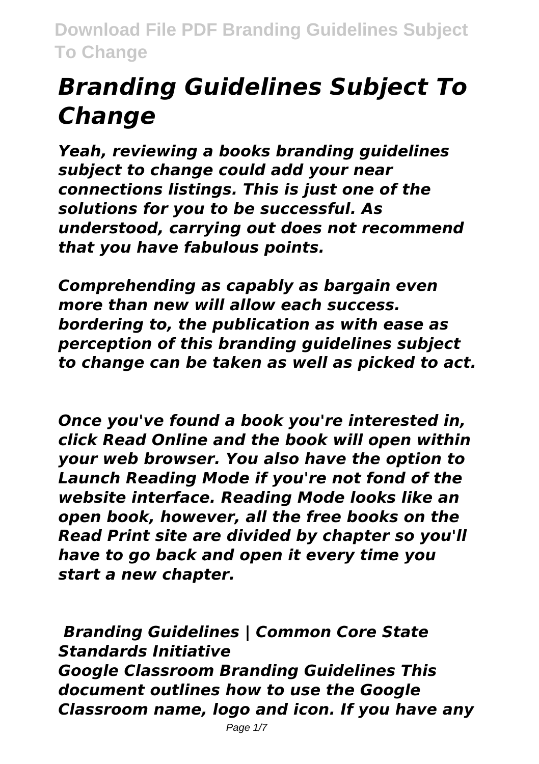# *Branding Guidelines Subject To Change*

***Yeah, reviewing a books branding guidelines subject to change could add your near connections listings. This is just one of the solutions for you to be successful. As understood, carrying out does not recommend that you have fabulous points.***

***Comprehending as capably as bargain even more than new will allow each success. bordering to, the publication as with ease as perception of this branding guidelines subject to change can be taken as well as picked to act.***

***Once you've found a book you're interested in, click Read Online and the book will open within your web browser. You also have the option to Launch Reading Mode if you're not fond of the website interface. Reading Mode looks like an open book, however, all the free books on the Read Print site are divided by chapter so you'll have to go back and open it every time you start a new chapter.***

***Branding Guidelines | Common Core State Standards Initiative***

***Google Classroom Branding Guidelines This document outlines how to use the Google Classroom name, logo and icon. If you have any***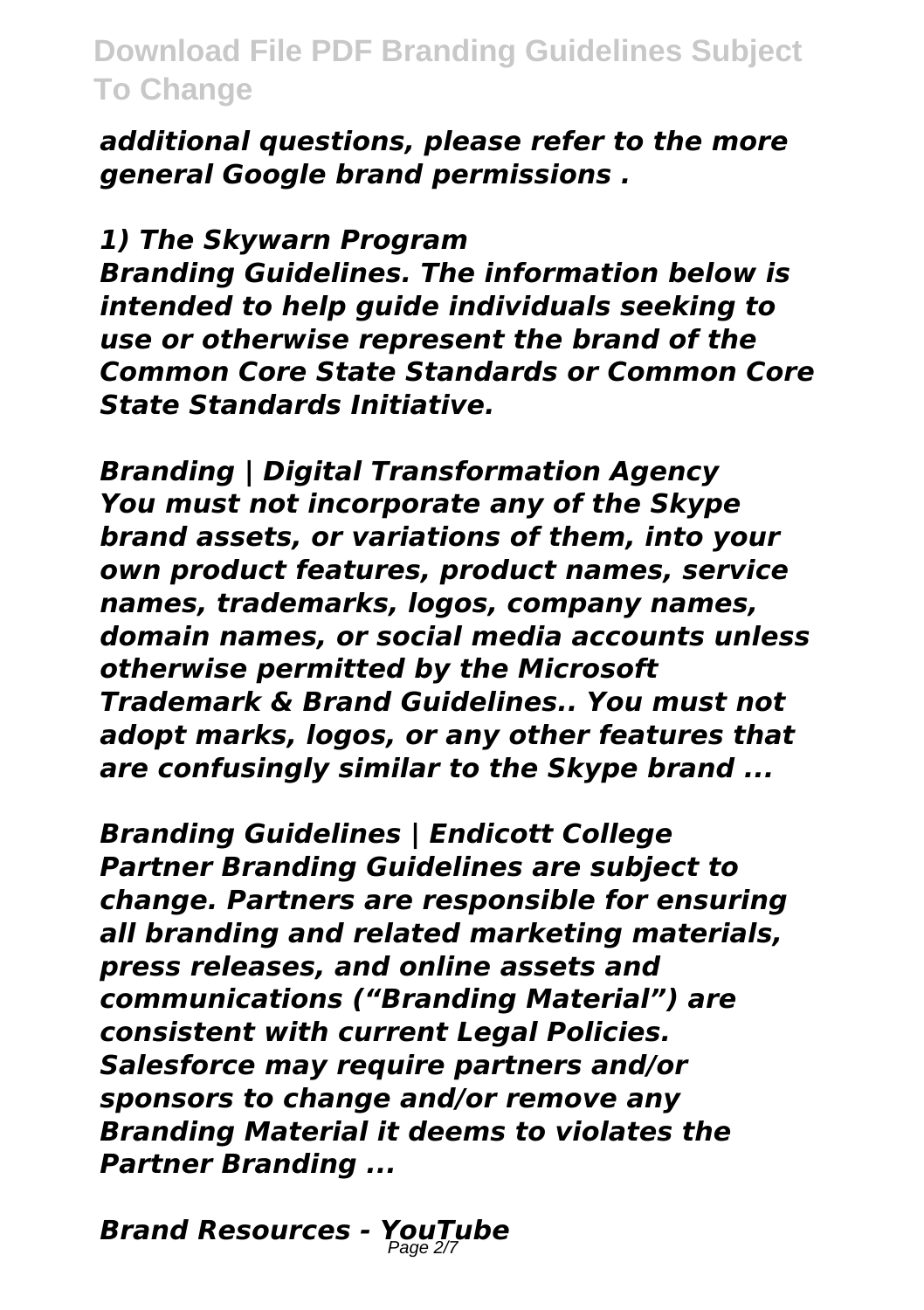*additional questions, please refer to the more general Google brand permissions .*

***1) The Skywarn Program***

***Branding Guidelines. The information below is intended to help guide individuals seeking to use or otherwise represent the brand of the Common Core State Standards or Common Core State Standards Initiative.***

***Branding | Digital Transformation Agency***

***You must not incorporate any of the Skype brand assets, or variations of them, into your own product features, product names, service names, trademarks, logos, company names, domain names, or social media accounts unless otherwise permitted by the Microsoft Trademark & Brand Guidelines.. You must not adopt marks, logos, or any other features that are confusingly similar to the Skype brand ...***

***Branding Guidelines | Endicott College***

***Partner Branding Guidelines are subject to change. Partners are responsible for ensuring all branding and related marketing materials, press releases, and online assets and communications ("Branding Material") are consistent with current Legal Policies. Salesforce may require partners and/or sponsors to change and/or remove any Branding Material it deems to violates the Partner Branding ...***

***Brand Resources - YouTube***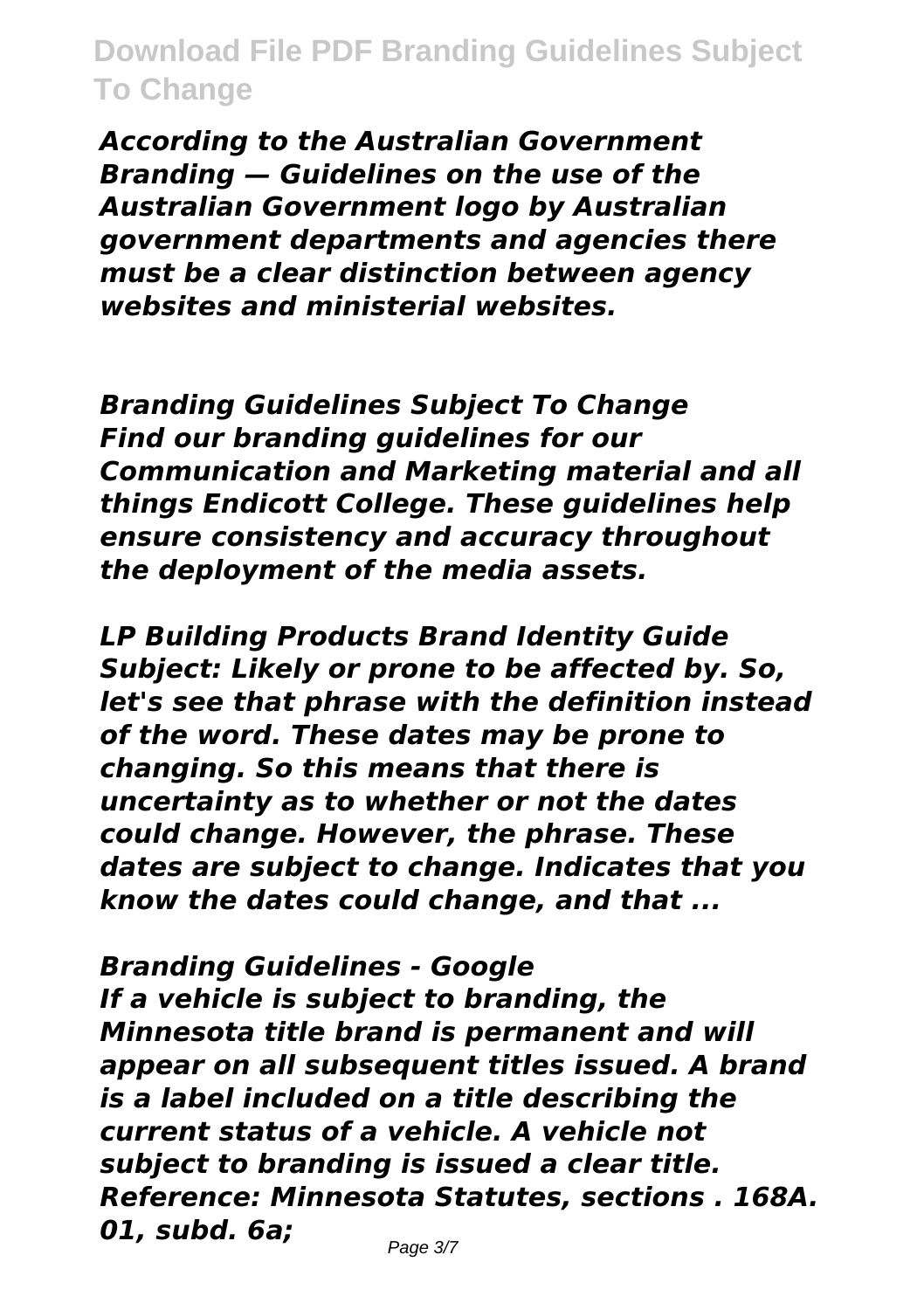*According to the Australian Government Branding — Guidelines on the use of the Australian Government logo by Australian government departments and agencies there must be a clear distinction between agency websites and ministerial websites.*

***Branding Guidelines Subject To Change***

*Find our branding guidelines for our Communication and Marketing material and all things Endicott College. These guidelines help ensure consistency and accuracy throughout the deployment of the media assets.*

***LP Building Products Brand Identity Guide***

*Subject: Likely or prone to be affected by. So, let's see that phrase with the definition instead of the word. These dates may be prone to changing. So this means that there is uncertainty as to whether or not the dates could change. However, the phrase. These dates are subject to change. Indicates that you know the dates could change, and that ...*

***Branding Guidelines - Google***

*If a vehicle is subject to branding, the Minnesota title brand is permanent and will appear on all subsequent titles issued. A brand is a label included on a title describing the current status of a vehicle. A vehicle not subject to branding is issued a clear title. Reference: Minnesota Statutes, sections . 168A. 01, subd. 6a;*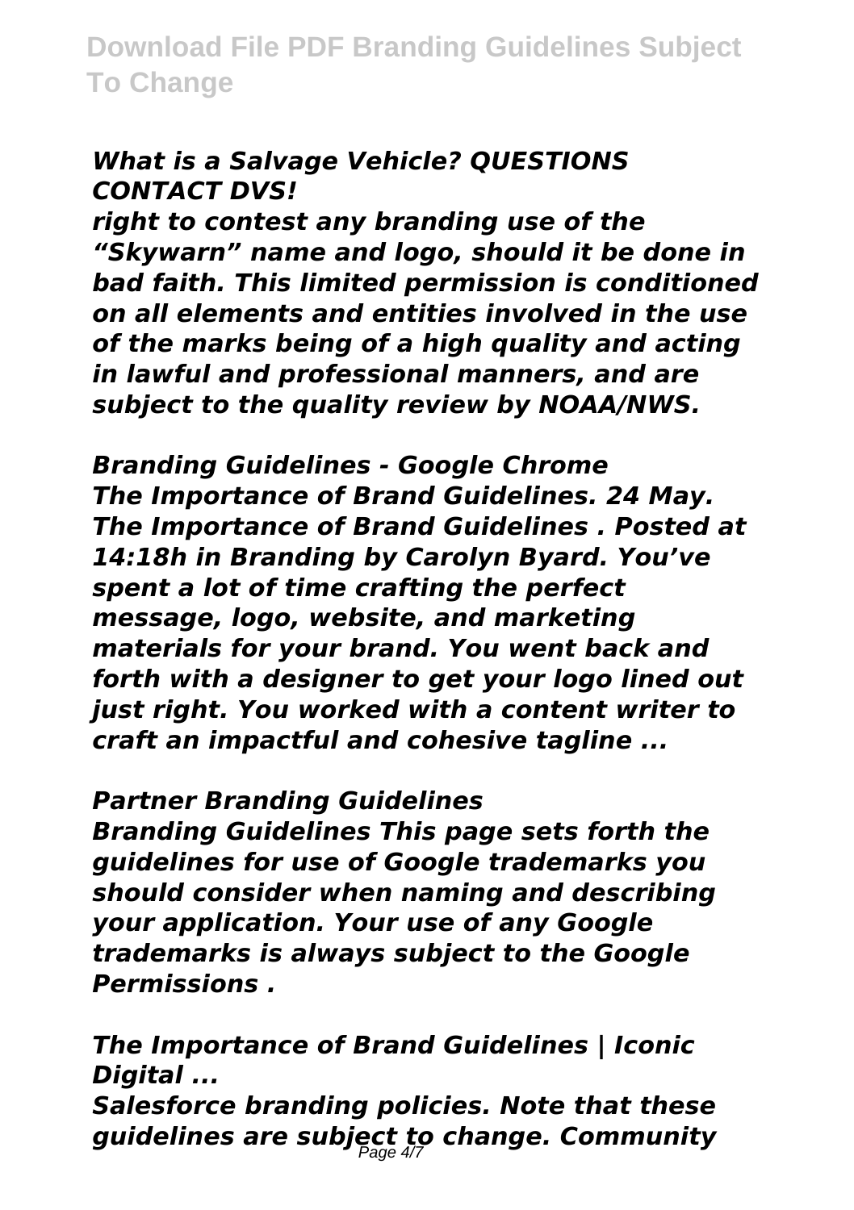***What is a Salvage Vehicle? QUESTIONS CONTACT DVS!***

***right to contest any branding use of the "Skywarn" name and logo, should it be done in bad faith. This limited permission is conditioned on all elements and entities involved in the use of the marks being of a high quality and acting in lawful and professional manners, and are subject to the quality review by NOAA/NWS.***

***Branding Guidelines - Google Chrome***

***The Importance of Brand Guidelines. 24 May. The Importance of Brand Guidelines . Posted at 14:18h in Branding by Carolyn Byard. You've spent a lot of time crafting the perfect message, logo, website, and marketing materials for your brand. You went back and forth with a designer to get your logo lined out just right. You worked with a content writer to craft an impactful and cohesive tagline ...***

***Partner Branding Guidelines***

***Branding Guidelines This page sets forth the guidelines for use of Google trademarks you should consider when naming and describing your application. Your use of any Google trademarks is always subject to the Google Permissions .***

***The Importance of Brand Guidelines | Iconic Digital ...***

***Salesforce branding policies. Note that these guidelines are subject to change. Community***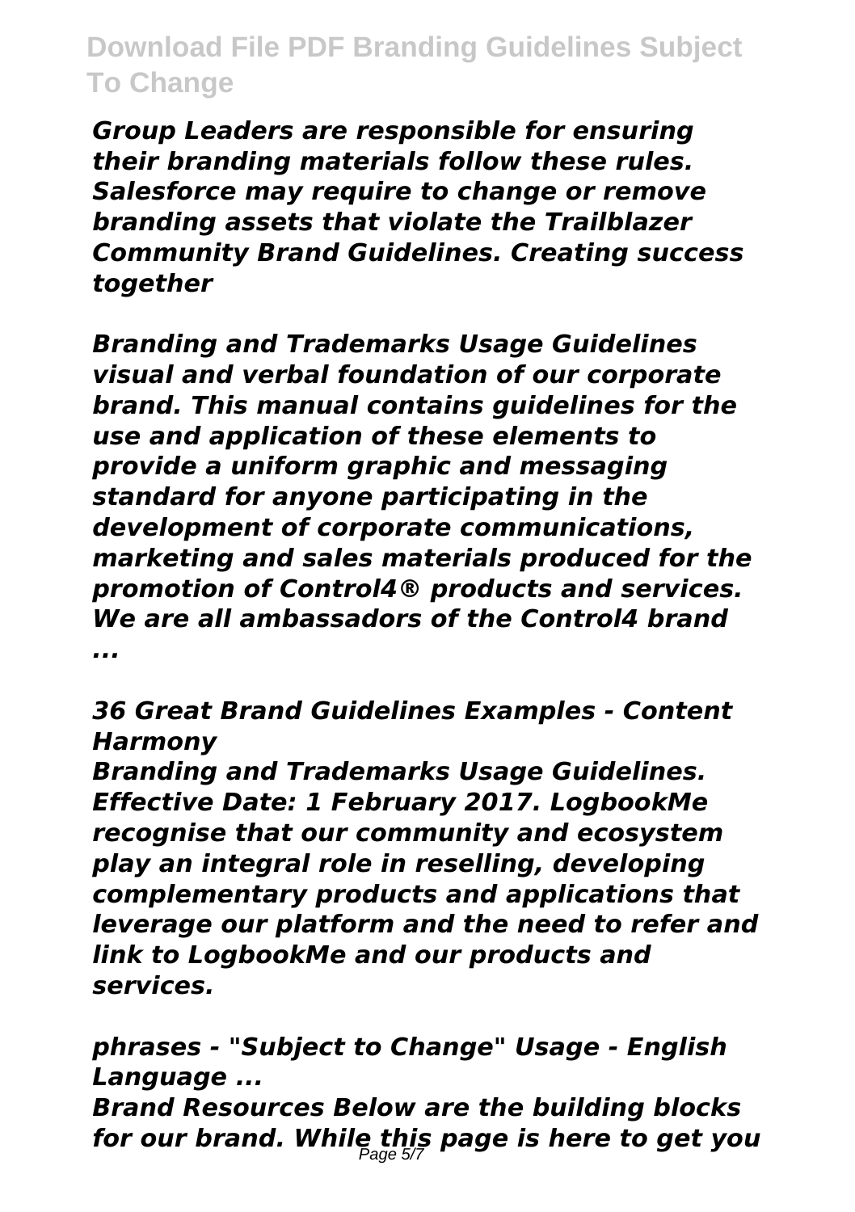*Group Leaders are responsible for ensuring their branding materials follow these rules. Salesforce may require to change or remove branding assets that violate the Trailblazer Community Brand Guidelines. Creating success together*

***Branding and Trademarks Usage Guidelines***

*visual and verbal foundation of our corporate brand. This manual contains guidelines for the use and application of these elements to provide a uniform graphic and messaging standard for anyone participating in the development of corporate communications, marketing and sales materials produced for the promotion of Control4® products and services. We are all ambassadors of the Control4 brand ...*

***36 Great Brand Guidelines Examples - Content Harmony***

*Branding and Trademarks Usage Guidelines. Effective Date: 1 February 2017. LogbookMe recognise that our community and ecosystem play an integral role in reselling, developing complementary products and applications that leverage our platform and the need to refer and link to LogbookMe and our products and services.*

***phrases - "Subject to Change" Usage - English Language ...***

*Brand Resources Below are the building blocks for our brand. While this page is here to get you*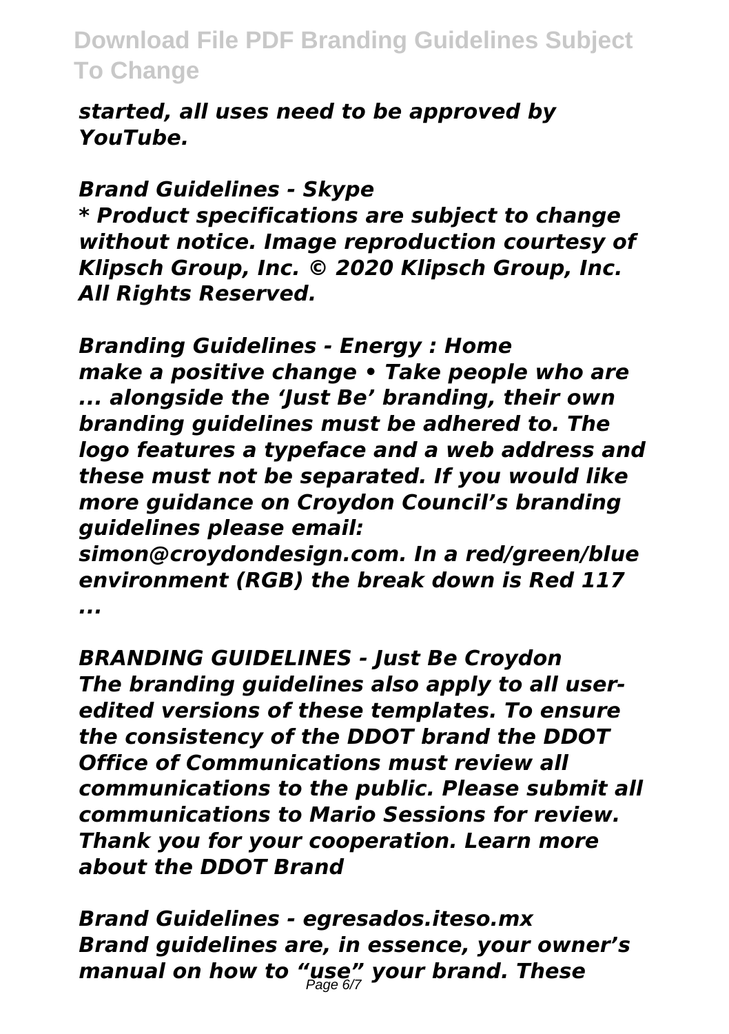*started, all uses need to be approved by YouTube.*

***Brand Guidelines - Skype***

****** Product specifications are subject to change without notice. Image reproduction courtesy of Klipsch Group, Inc. © 2020 Klipsch Group, Inc. All Rights Reserved.***

***Branding Guidelines - Energy : Home***

***make a positive change • Take people who are ... alongside the 'Just Be' branding, their own branding guidelines must be adhered to. The logo features a typeface and a web address and these must not be separated. If you would like more guidance on Croydon Council's branding guidelines please email: simon@croydondesign.com. In a red/green/blue environment (RGB) the break down is Red 117 ...***

***BRANDING GUIDELINES - Just Be Croydon***

***The branding guidelines also apply to all user-edited versions of these templates. To ensure the consistency of the DDOT brand the DDOT Office of Communications must review all communications to the public. Please submit all communications to Mario Sessions for review. Thank you for your cooperation. Learn more about the DDOT Brand***

***Brand Guidelines - egresados.iteso.mx***

***Brand guidelines are, in essence, your owner's manual on how to "use" your brand. These***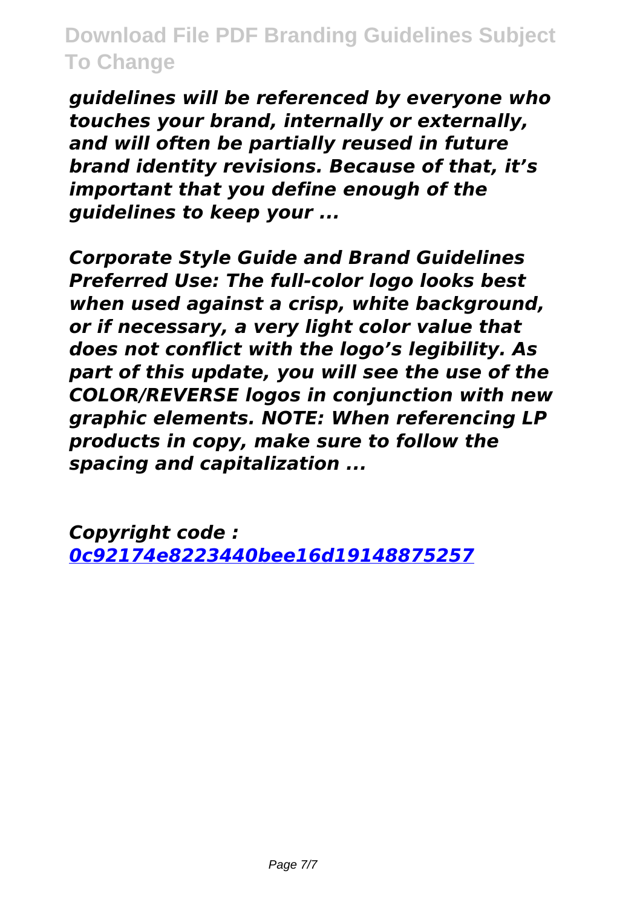*guidelines will be referenced by everyone who touches your brand, internally or externally, and will often be partially reused in future brand identity revisions. Because of that, it's important that you define enough of the guidelines to keep your ...*

*Corporate Style Guide and Brand Guidelines Preferred Use: The full-color logo looks best when used against a crisp, white background, or if necessary, a very light color value that does not conflict with the logo's legibility. As part of this update, you will see the use of the COLOR/REVERSE logos in conjunction with new graphic elements. NOTE: When referencing LP products in copy, make sure to follow the spacing and capitalization ...*

*Copyright code : 0c92174e8223440bee16d19148875257*